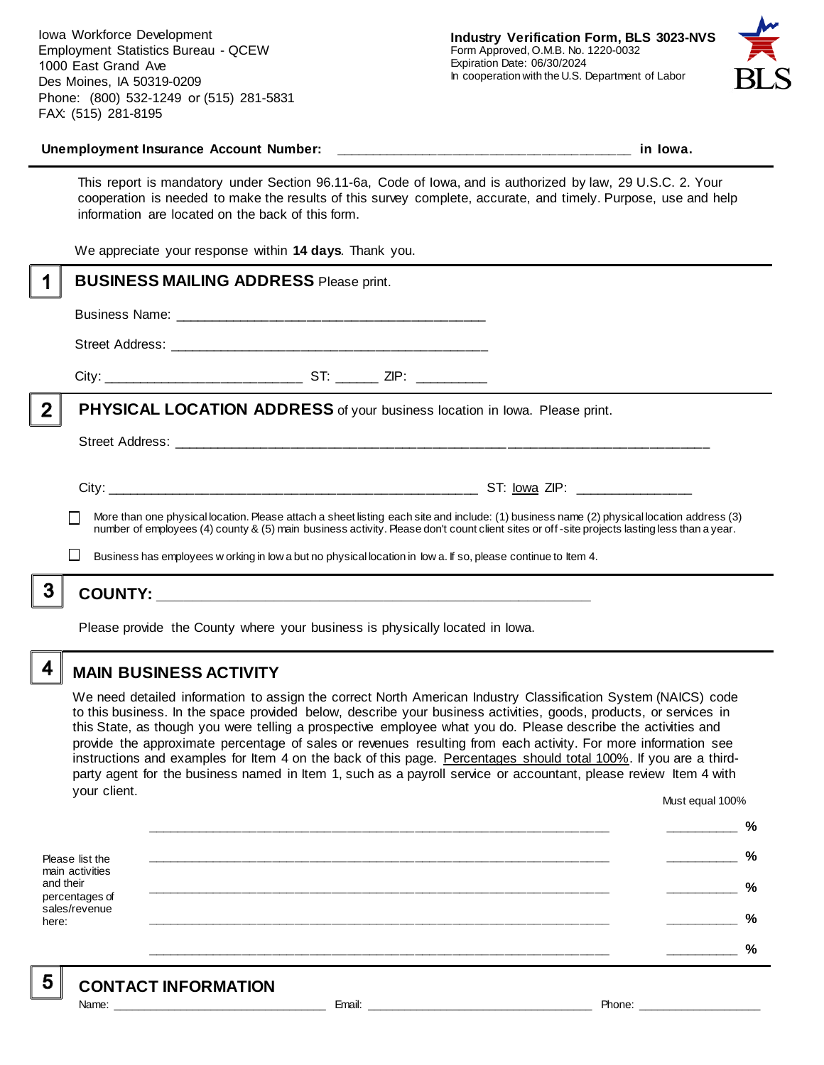Iowa Workforce Development
Employment Statistics Bureau - QCEW
1000 East Grand Ave
Des Moines, IA 50319-0209
Phone: (800) 532-1249 or (515) 281-5831
FAX: (515) 281-8195

**Industry Verification Form, BLS 3023-NVS**
Form Approved, O.M.B. No. 1220-0032
Expiration Date: 06/30/2024
In cooperation with the U.S. Department of Labor

**Unemployment Insurance Account Number:** ______________________________________ **in Iowa.**

This report is mandatory under Section 96.11-6a, Code of Iowa, and is authorized by law, 29 U.S.C. 2. Your cooperation is needed to make the results of this survey complete, accurate, and timely. Purpose, use and help information are located on the back of this form.

We appreciate your response within **14 days**. Thank you.

## 1 BUSINESS MAILING ADDRESS Please print.

Business Name: ________________________________________

Street Address: ________________________________________

City: __________________________ ST: ______ ZIP: __________

## 2 PHYSICAL LOCATION ADDRESS of your business location in Iowa. Please print.

Street Address: ______________________________________________________________________

City: ________________________________________________ ST: Iowa ZIP: _______________

☐ More than one physical location. Please attach a sheet listing each site and include: (1) business name (2) physical location address (3) number of employees (4) county & (5) main business activity. Please don't count client sites or off-site projects lasting less than a year.

☐ Business has employees working in Iowa but no physical location in Iowa. If so, please continue to Item 4.

## 3 COUNTY: ________________________________________________

Please provide the County where your business is physically located in Iowa.

## 4 MAIN BUSINESS ACTIVITY

We need detailed information to assign the correct North American Industry Classification System (NAICS) code to this business. In the space provided below, describe your business activities, goods, products, or services in this State, as though you were telling a prospective employee what you do. Please describe the activities and provide the approximate percentage of sales or revenues resulting from each activity. For more information see instructions and examples for Item 4 on the back of this page. Percentages should total 100%. If you are a third-party agent for the business named in Item 1, such as a payroll service or accountant, please review Item 4 with your client.

Please list the main activities and their percentages of sales/revenue here:

| | Must equal 100% |
|---|---|
| ____________________________________________ | __________ % |
| ____________________________________________ | __________ % |
| ____________________________________________ | __________ % |
| ____________________________________________ | __________ % |
| ____________________________________________ | __________ % |

## 5 CONTACT INFORMATION

Name: ______________________________ Email: ______________________________ Phone: __________________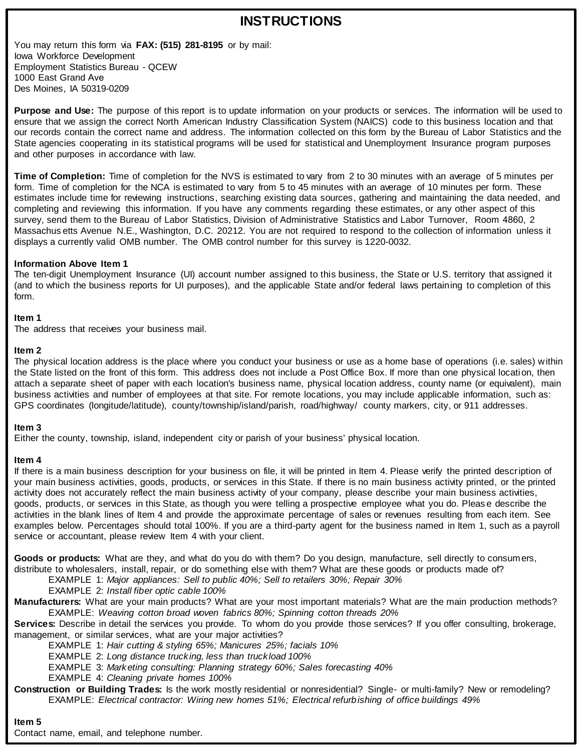# INSTRUCTIONS

You may return this form via **FAX: (515) 281-8195** or by mail:
Iowa Workforce Development
Employment Statistics Bureau - QCEW
1000 East Grand Ave
Des Moines, IA 50319-0209

**Purpose and Use:** The purpose of this report is to update information on your products or services. The information will be used to ensure that we assign the correct North American Industry Classification System (NAICS) code to this business location and that our records contain the correct name and address. The information collected on this form by the Bureau of Labor Statistics and the State agencies cooperating in its statistical programs will be used for statistical and Unemployment Insurance program purposes and other purposes in accordance with law.

**Time of Completion:** Time of completion for the NVS is estimated to vary from 2 to 30 minutes with an average of 5 minutes per form. Time of completion for the NCA is estimated to vary from 5 to 45 minutes with an average of 10 minutes per form. These estimates include time for reviewing instructions, searching existing data sources, gathering and maintaining the data needed, and completing and reviewing this information. If you have any comments regarding these estimates, or any other aspect of this survey, send them to the Bureau of Labor Statistics, Division of Administrative Statistics and Labor Turnover, Room 4860, 2 Massachusetts Avenue N.E., Washington, D.C. 20212. You are not required to respond to the collection of information unless it displays a currently valid OMB number. The OMB control number for this survey is 1220-0032.

**Information Above Item 1**
The ten-digit Unemployment Insurance (UI) account number assigned to this business, the State or U.S. territory that assigned it (and to which the business reports for UI purposes), and the applicable State and/or federal laws pertaining to completion of this form.

**Item 1**
The address that receives your business mail.

**Item 2**
The physical location address is the place where you conduct your business or use as a home base of operations (i.e. sales) within the State listed on the front of this form. This address does not include a Post Office Box. If more than one physical location, then attach a separate sheet of paper with each location's business name, physical location address, county name (or equivalent), main business activities and number of employees at that site. For remote locations, you may include applicable information, such as: GPS coordinates (longitude/latitude), county/township/island/parish, road/highway/ county markers, city, or 911 addresses.

**Item 3**
Either the county, township, island, independent city or parish of your business' physical location.

**Item 4**
If there is a main business description for your business on file, it will be printed in Item 4. Please verify the printed description of your main business activities, goods, products, or services in this State. If there is no main business activity printed, or the printed activity does not accurately reflect the main business activity of your company, please describe your main business activities, goods, products, or services in this State, as though you were telling a prospective employee what you do. Please describe the activities in the blank lines of Item 4 and provide the approximate percentage of sales or revenues resulting from each item. See examples below. Percentages should total 100%. If you are a third-party agent for the business named in Item 1, such as a payroll service or accountant, please review Item 4 with your client.

**Goods or products:** What are they, and what do you do with them? Do you design, manufacture, sell directly to consumers, distribute to wholesalers, install, repair, or do something else with them? What are these goods or products made of?
  EXAMPLE 1: *Major appliances: Sell to public 40%; Sell to retailers 30%; Repair 30%*
  EXAMPLE 2: *Install fiber optic cable 100%*

**Manufacturers:** What are your main products? What are your most important materials? What are the main production methods?
  EXAMPLE: *Weaving cotton broad woven fabrics 80%; Spinning cotton threads 20%*

**Services:** Describe in detail the services you provide. To whom do you provide those services? If you offer consulting, brokerage, management, or similar services, what are your major activities?
  EXAMPLE 1: *Hair cutting & styling 65%; Manicures 25%; facials 10%*
  EXAMPLE 2: *Long distance trucking, less than truckload 100%*
  EXAMPLE 3: *Marketing consulting: Planning strategy 60%; Sales forecasting 40%*
  EXAMPLE 4: *Cleaning private homes 100%*

**Construction or Building Trades:** Is the work mostly residential or nonresidential? Single- or multi-family? New or remodeling?
  EXAMPLE: *Electrical contractor: Wiring new homes 51%; Electrical refurbishing of office buildings 49%*

**Item 5**
Contact name, email, and telephone number.